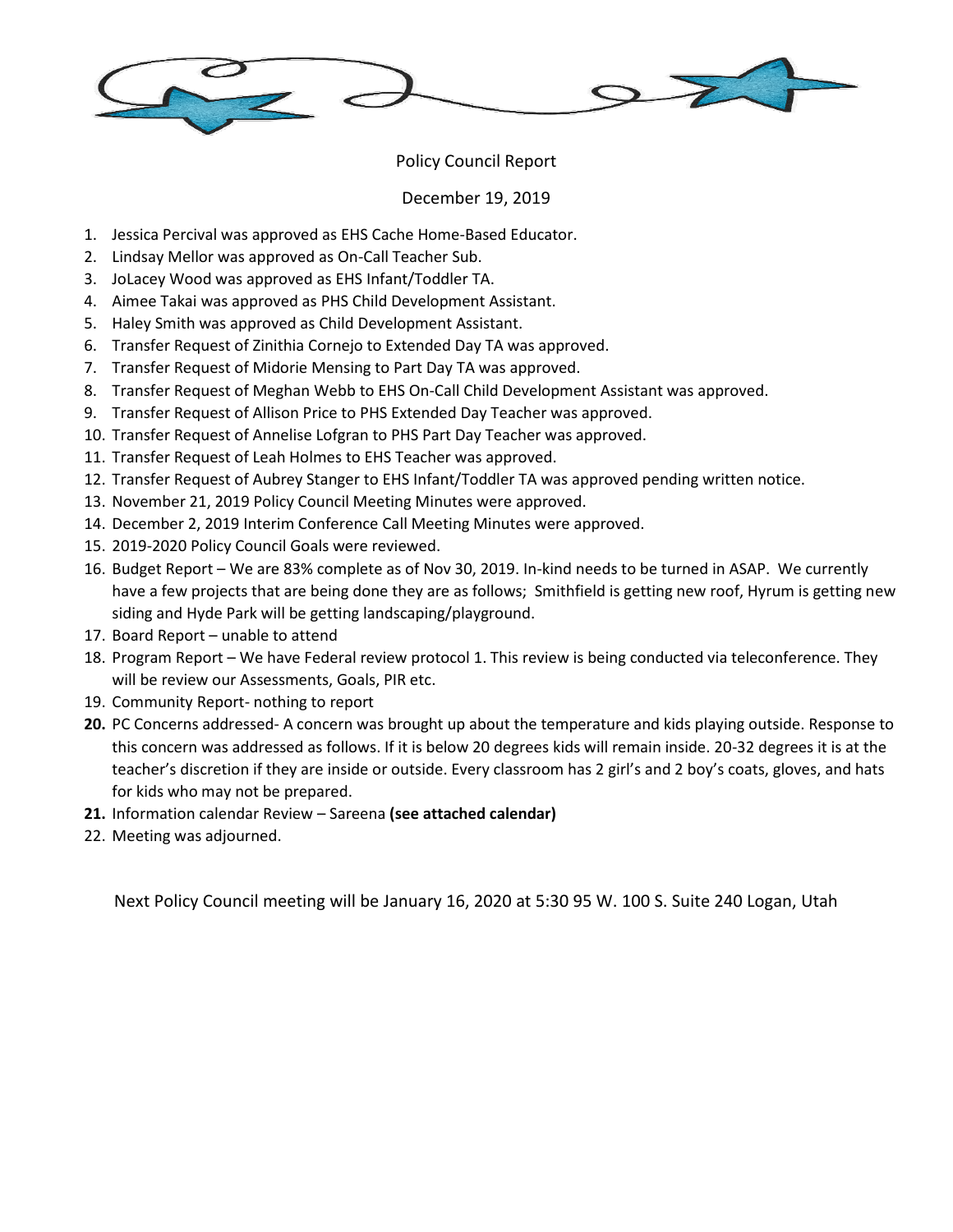# Policy Council Report

December 19, 2019

1. Jessica Percival was approved as EHS Cache Home-Based Educator.
2. Lindsay Mellor was approved as On-Call Teacher Sub.
3. JoLacey Wood was approved as EHS Infant/Toddler TA.
4. Aimee Takai was approved as PHS Child Development Assistant.
5. Haley Smith was approved as Child Development Assistant.
6. Transfer Request of Zinithia Cornejo to Extended Day TA was approved.
7. Transfer Request of Midorie Mensing to Part Day TA was approved.
8. Transfer Request of Meghan Webb to EHS On-Call Child Development Assistant was approved.
9. Transfer Request of Allison Price to PHS Extended Day Teacher was approved.
10. Transfer Request of Annelise Lofgran to PHS Part Day Teacher was approved.
11. Transfer Request of Leah Holmes to EHS Teacher was approved.
12. Transfer Request of Aubrey Stanger to EHS Infant/Toddler TA was approved pending written notice.
13. November 21, 2019 Policy Council Meeting Minutes were approved.
14. December 2, 2019 Interim Conference Call Meeting Minutes were approved.
15. 2019-2020 Policy Council Goals were reviewed.
16. Budget Report – We are 83% complete as of Nov 30, 2019. In-kind needs to be turned in ASAP. We currently have a few projects that are being done they are as follows; Smithfield is getting new roof, Hyrum is getting new siding and Hyde Park will be getting landscaping/playground.
17. Board Report – unable to attend
18. Program Report – We have Federal review protocol 1. This review is being conducted via teleconference. They will be review our Assessments, Goals, PIR etc.
19. Community Report- nothing to report
20. PC Concerns addressed- A concern was brought up about the temperature and kids playing outside. Response to this concern was addressed as follows. If it is below 20 degrees kids will remain inside. 20-32 degrees it is at the teacher's discretion if they are inside or outside. Every classroom has 2 girl's and 2 boy's coats, gloves, and hats for kids who may not be prepared.
21. Information calendar Review – Sareena **(see attached calendar)**
22. Meeting was adjourned.

Next Policy Council meeting will be January 16, 2020 at 5:30 95 W. 100 S. Suite 240 Logan, Utah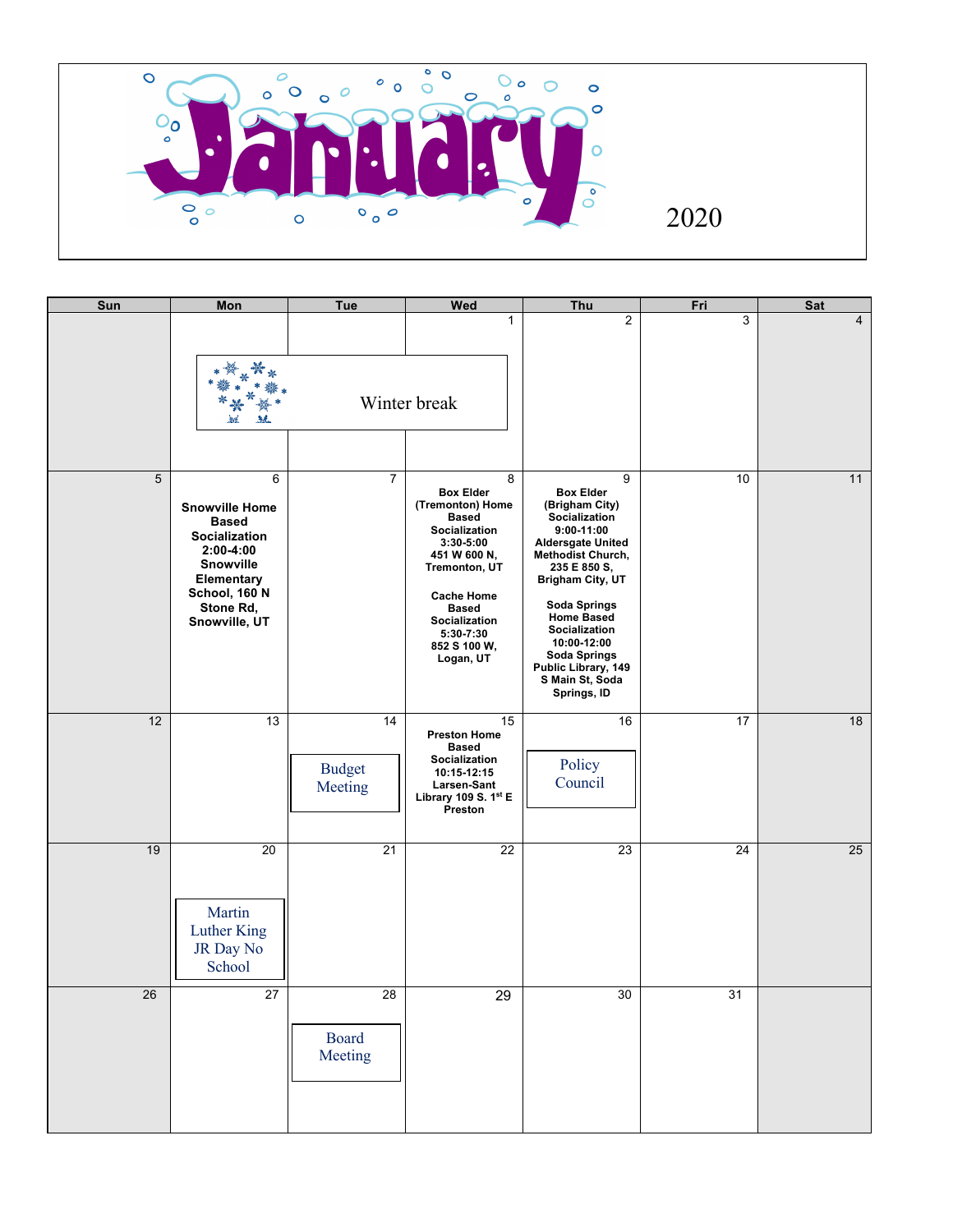# January 2020

| Sun | Mon | Tue | Wed | Thu | Fri | Sat |
|---|---|---|---|---|---|---|
| | Winter break | Winter break | 1 Winter break | 2 | 3 | 4 |
| 5 | 6 **Snowville Home Based Socialization 2:00-4:00 Snowville Elementary School, 160 N Stone Rd, Snowville, UT** | 7 | 8 **Box Elder (Tremonton) Home Based Socialization 3:30-5:00 451 W 600 N, Tremonton, UT** **Cache Home Based Socialization 5:30-7:30 852 S 100 W, Logan, UT** | 9 **Box Elder (Brigham City) Socialization 9:00-11:00 Aldersgate United Methodist Church, 235 E 850 S, Brigham City, UT** **Soda Springs Home Based Socialization 10:00-12:00 Soda Springs Public Library, 149 S Main St, Soda Springs, ID** | 10 | 11 |
| 12 | 13 | 14 Budget Meeting | 15 **Preston Home Based Socialization 10:15-12:15 Larsen-Sant Library 109 S. 1st E Preston** | 16 Policy Council | 17 | 18 |
| 19 | 20 Martin Luther King JR Day No School | 21 | 22 | 23 | 24 | 25 |
| 26 | 27 | 28 Board Meeting | 29 | 30 | 31 | |